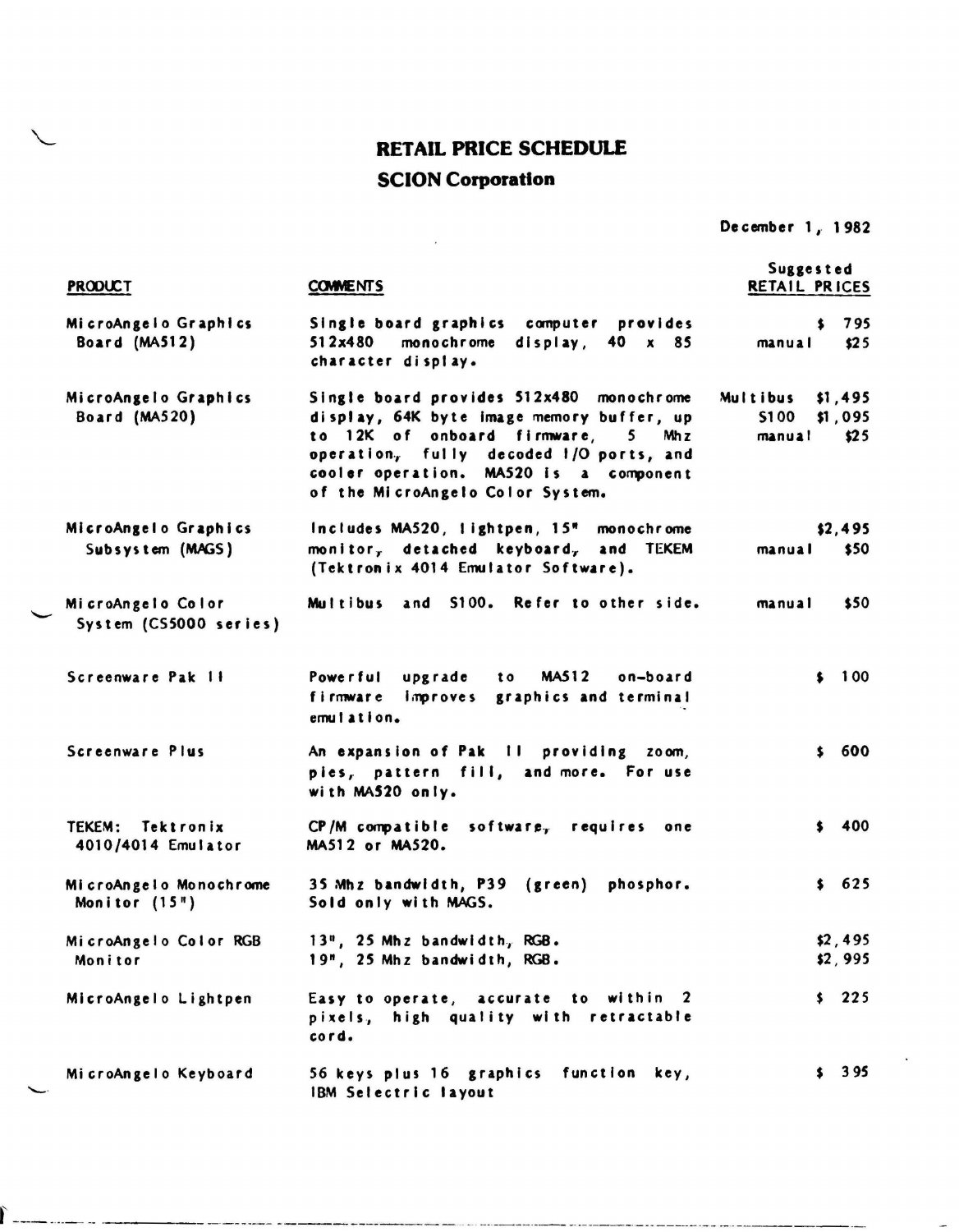# RETAIL PRICE SCHEDULE

## SCION Corporation

December 1, 1982

| PRODUCT | COMMENTS | Suggested RETAIL PRICES |
|---|---|---|
| MicroAngelo Graphics Board (MA512) | Single board graphics computer provides 512x480 monochrome display, 40 x 85 character display. | $ 795<br>manual $25 |
| MicroAngelo Graphics Board (MA520) | Single board provides 512x480 monochrome display, 64K byte image memory buffer, up to 12K of onboard firmware, 5 Mhz operation, fully decoded I/O ports, and cooler operation. MA520 is a component of the MicroAngelo Color System. | Multibus $1,495<br>S100 $1,095<br>manual $25 |
| MicroAngelo Graphics Subsystem (MAGS) | Includes MA520, lightpen, 15" monochrome monitor, detached keyboard, and TEKEM (Tektronix 4014 Emulator Software). | $2,495<br>manual $50 |
| MicroAngelo Color System (CS5000 series) | Multibus and S100. Refer to other side. | manual $50 |
| Screenware Pak II | Powerful upgrade to MA512 on-board firmware improves graphics and terminal emulation. | $ 100 |
| Screenware Plus | An expansion of Pak II providing zoom, pies, pattern fill, and more. For use with MA520 only. | $ 600 |
| TEKEM: Tektronix 4010/4014 Emulator | CP/M compatible software, requires one MA512 or MA520. | $ 400 |
| MicroAngelo Monochrome Monitor (15") | 35 Mhz bandwidth, P39 (green) phosphor. Sold only with MAGS. | $ 625 |
| MicroAngelo Color RGB Monitor | 13", 25 Mhz bandwidth, RGB.<br>19", 25 Mhz bandwidth, RGB. | $2,495<br>$2,995 |
| MicroAngelo Lightpen | Easy to operate, accurate to within 2 pixels, high quality with retractable cord. | $ 225 |
| MicroAngelo Keyboard | 56 keys plus 16 graphics function key, IBM Selectric layout | $ 395 |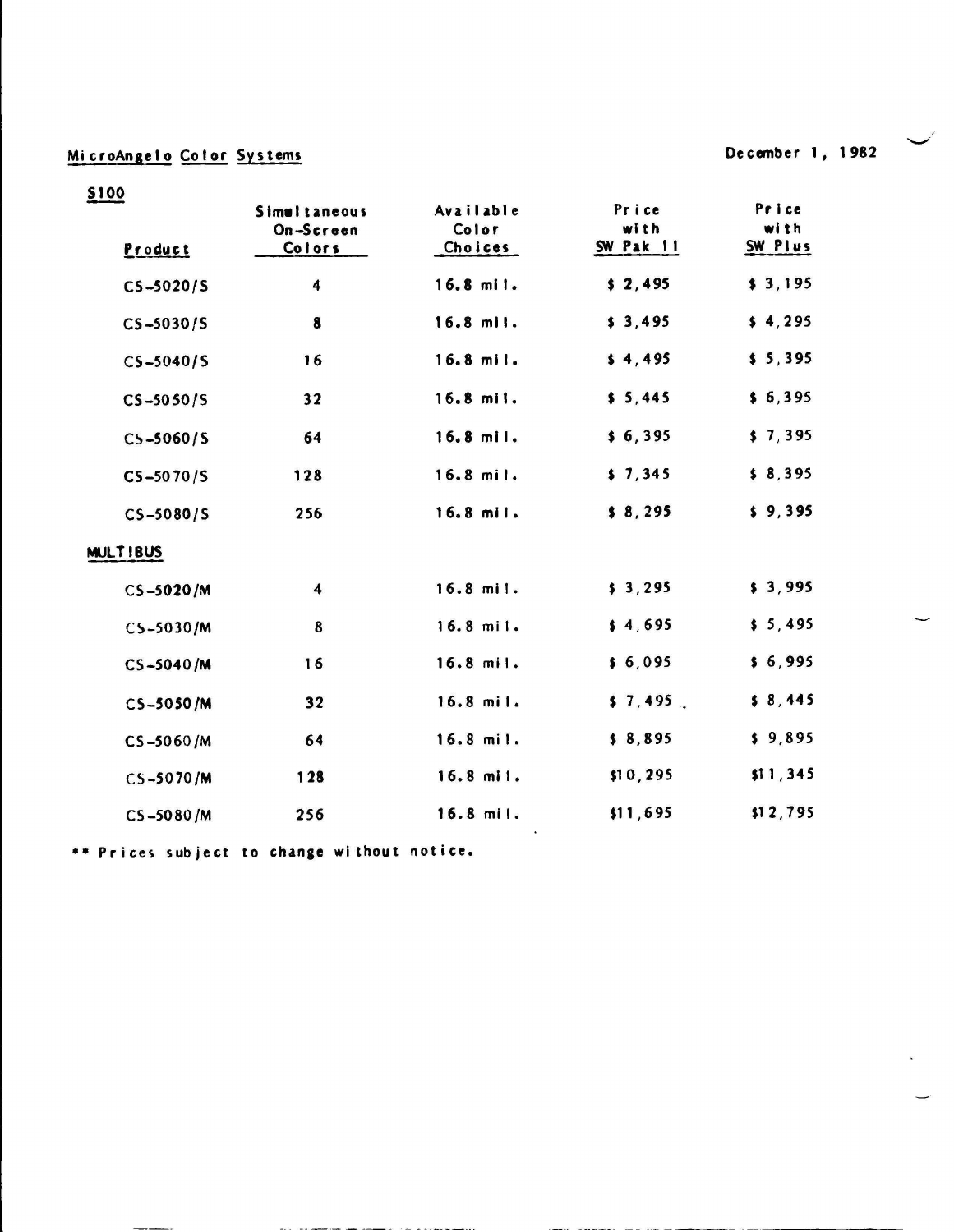MicroAngelo Color Systems

December 1, 1982

| Product | Simultaneous On-Screen Colors | Available Color Choices | Price with SW Pak II | Price with SW Plus |
|---|---|---|---|---|
| **S100** | | | | |
| CS-5020/S | 4 | 16.8 mil. | $ 2,495 | $ 3,195 |
| CS-5030/S | 8 | 16.8 mil. | $ 3,495 | $ 4,295 |
| CS-5040/S | 16 | 16.8 mil. | $ 4,495 | $ 5,395 |
| CS-5050/S | 32 | 16.8 mil. | $ 5,445 | $ 6,395 |
| CS-5060/S | 64 | 16.8 mil. | $ 6,395 | $ 7,395 |
| CS-5070/S | 128 | 16.8 mil. | $ 7,345 | $ 8,395 |
| CS-5080/S | 256 | 16.8 mil. | $ 8,295 | $ 9,395 |
| **MULTIBUS** | | | | |
| CS-5020/M | 4 | 16.8 mil. | $ 3,295 | $ 3,995 |
| CS-5030/M | 8 | 16.8 mil. | $ 4,695 | $ 5,495 |
| CS-5040/M | 16 | 16.8 mil. | $ 6,095 | $ 6,995 |
| CS-5050/M | 32 | 16.8 mil. | $ 7,495 | $ 8,445 |
| CS-5060/M | 64 | 16.8 mil. | $ 8,895 | $ 9,895 |
| CS-5070/M | 128 | 16.8 mil. | $10,295 | $11,345 |
| CS-5080/M | 256 | 16.8 mil. | $11,695 | $12,795 |

** Prices subject to change without notice.